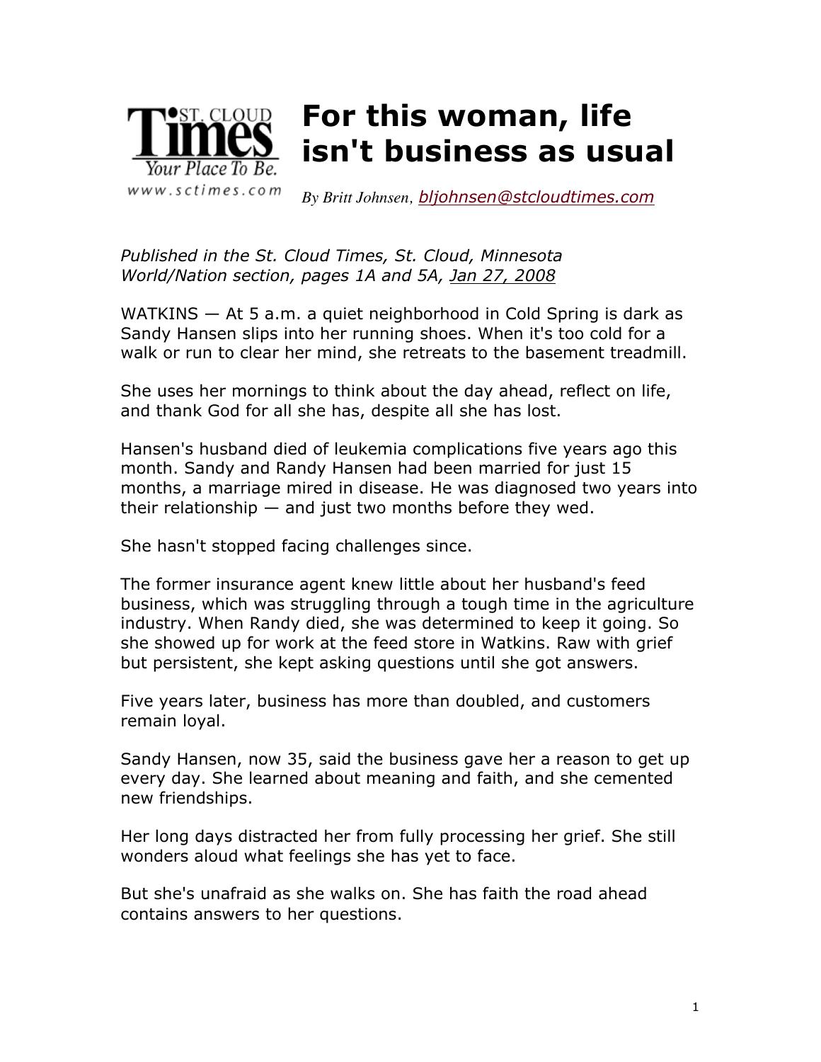# For this woman, life isn't business as usual

*By Britt Johnsen, bljohnsen@stcloudtimes.com*

*Published in the St. Cloud Times, St. Cloud, Minnesota*
*World/Nation section, pages 1A and 5A, Jan 27, 2008*

WATKINS — At 5 a.m. a quiet neighborhood in Cold Spring is dark as Sandy Hansen slips into her running shoes. When it's too cold for a walk or run to clear her mind, she retreats to the basement treadmill.

She uses her mornings to think about the day ahead, reflect on life, and thank God for all she has, despite all she has lost.

Hansen's husband died of leukemia complications five years ago this month. Sandy and Randy Hansen had been married for just 15 months, a marriage mired in disease. He was diagnosed two years into their relationship — and just two months before they wed.

She hasn't stopped facing challenges since.

The former insurance agent knew little about her husband's feed business, which was struggling through a tough time in the agriculture industry. When Randy died, she was determined to keep it going. So she showed up for work at the feed store in Watkins. Raw with grief but persistent, she kept asking questions until she got answers.

Five years later, business has more than doubled, and customers remain loyal.

Sandy Hansen, now 35, said the business gave her a reason to get up every day. She learned about meaning and faith, and she cemented new friendships.

Her long days distracted her from fully processing her grief. She still wonders aloud what feelings she has yet to face.

But she's unafraid as she walks on. She has faith the road ahead contains answers to her questions.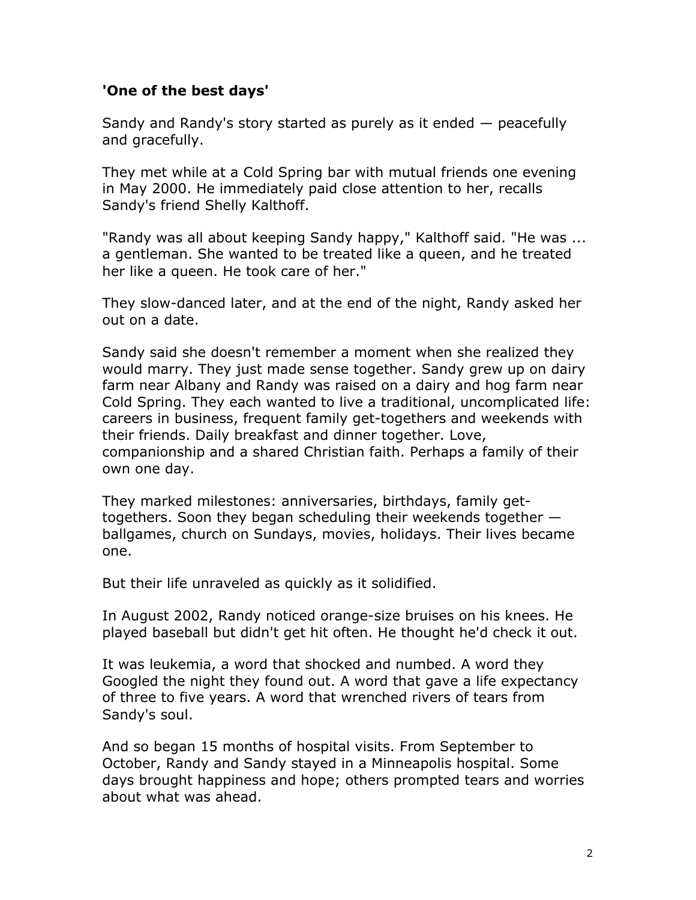**'One of the best days'**

Sandy and Randy's story started as purely as it ended — peacefully and gracefully.

They met while at a Cold Spring bar with mutual friends one evening in May 2000. He immediately paid close attention to her, recalls Sandy's friend Shelly Kalthoff.

"Randy was all about keeping Sandy happy," Kalthoff said. "He was ... a gentleman. She wanted to be treated like a queen, and he treated her like a queen. He took care of her."

They slow-danced later, and at the end of the night, Randy asked her out on a date.

Sandy said she doesn't remember a moment when she realized they would marry. They just made sense together. Sandy grew up on dairy farm near Albany and Randy was raised on a dairy and hog farm near Cold Spring. They each wanted to live a traditional, uncomplicated life: careers in business, frequent family get-togethers and weekends with their friends. Daily breakfast and dinner together. Love, companionship and a shared Christian faith. Perhaps a family of their own one day.

They marked milestones: anniversaries, birthdays, family get-togethers. Soon they began scheduling their weekends together — ballgames, church on Sundays, movies, holidays. Their lives became one.

But their life unraveled as quickly as it solidified.

In August 2002, Randy noticed orange-size bruises on his knees. He played baseball but didn't get hit often. He thought he'd check it out.

It was leukemia, a word that shocked and numbed. A word they Googled the night they found out. A word that gave a life expectancy of three to five years. A word that wrenched rivers of tears from Sandy's soul.

And so began 15 months of hospital visits. From September to October, Randy and Sandy stayed in a Minneapolis hospital. Some days brought happiness and hope; others prompted tears and worries about what was ahead.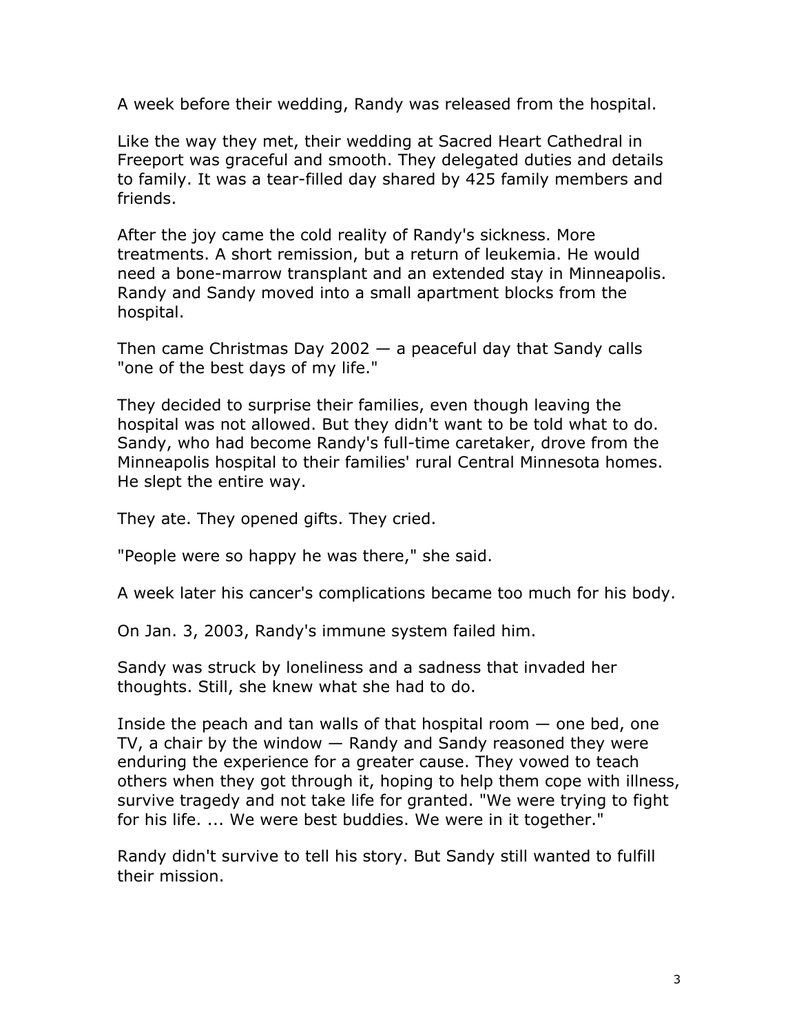A week before their wedding, Randy was released from the hospital.

Like the way they met, their wedding at Sacred Heart Cathedral in Freeport was graceful and smooth. They delegated duties and details to family. It was a tear-filled day shared by 425 family members and friends.

After the joy came the cold reality of Randy's sickness. More treatments. A short remission, but a return of leukemia. He would need a bone-marrow transplant and an extended stay in Minneapolis. Randy and Sandy moved into a small apartment blocks from the hospital.

Then came Christmas Day 2002 — a peaceful day that Sandy calls "one of the best days of my life."

They decided to surprise their families, even though leaving the hospital was not allowed. But they didn't want to be told what to do. Sandy, who had become Randy's full-time caretaker, drove from the Minneapolis hospital to their families' rural Central Minnesota homes. He slept the entire way.

They ate. They opened gifts. They cried.

"People were so happy he was there," she said.

A week later his cancer's complications became too much for his body.

On Jan. 3, 2003, Randy's immune system failed him.

Sandy was struck by loneliness and a sadness that invaded her thoughts. Still, she knew what she had to do.

Inside the peach and tan walls of that hospital room — one bed, one TV, a chair by the window — Randy and Sandy reasoned they were enduring the experience for a greater cause. They vowed to teach others when they got through it, hoping to help them cope with illness, survive tragedy and not take life for granted. "We were trying to fight for his life. ... We were best buddies. We were in it together."

Randy didn't survive to tell his story. But Sandy still wanted to fulfill their mission.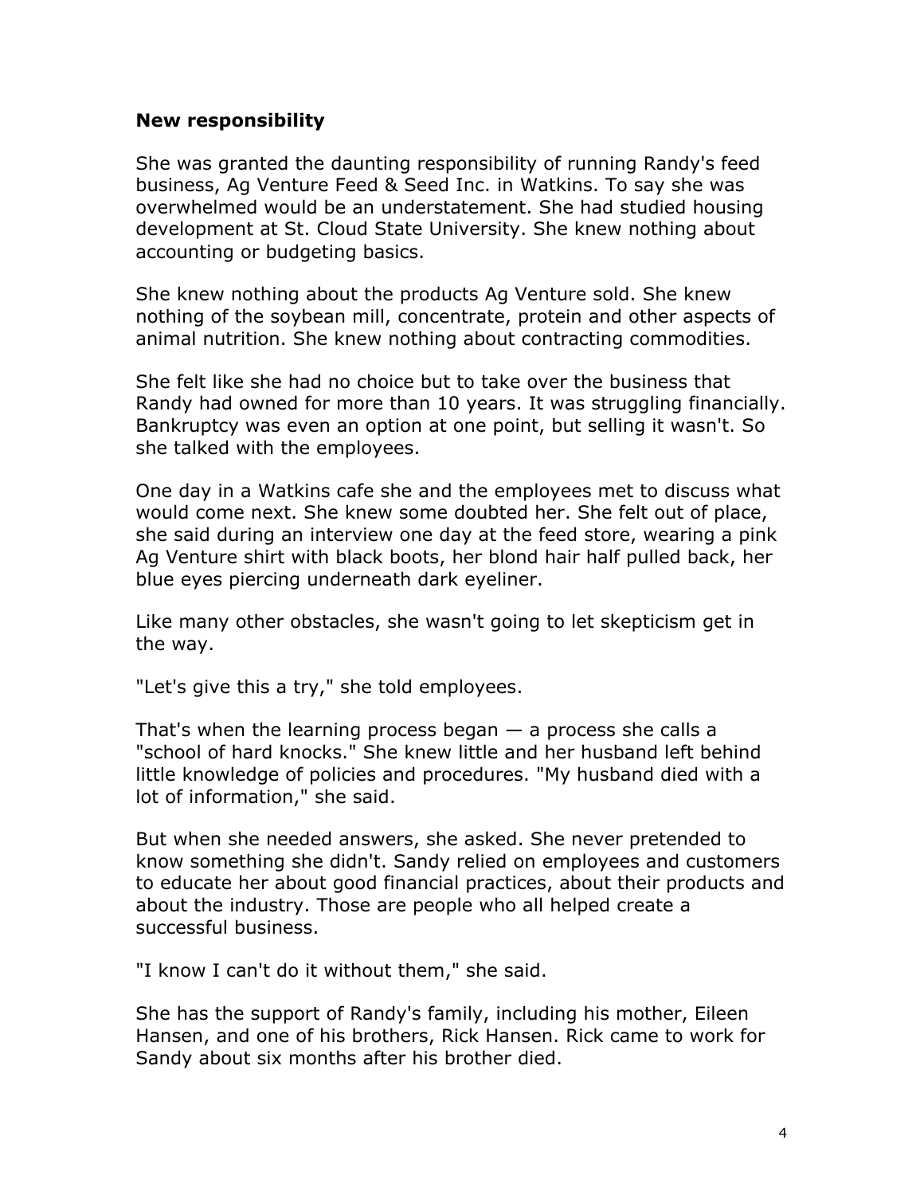**New responsibility**

She was granted the daunting responsibility of running Randy's feed business, Ag Venture Feed & Seed Inc. in Watkins. To say she was overwhelmed would be an understatement. She had studied housing development at St. Cloud State University. She knew nothing about accounting or budgeting basics.

She knew nothing about the products Ag Venture sold. She knew nothing of the soybean mill, concentrate, protein and other aspects of animal nutrition. She knew nothing about contracting commodities.

She felt like she had no choice but to take over the business that Randy had owned for more than 10 years. It was struggling financially. Bankruptcy was even an option at one point, but selling it wasn't. So she talked with the employees.

One day in a Watkins cafe she and the employees met to discuss what would come next. She knew some doubted her. She felt out of place, she said during an interview one day at the feed store, wearing a pink Ag Venture shirt with black boots, her blond hair half pulled back, her blue eyes piercing underneath dark eyeliner.

Like many other obstacles, she wasn't going to let skepticism get in the way.

"Let's give this a try," she told employees.

That's when the learning process began — a process she calls a "school of hard knocks." She knew little and her husband left behind little knowledge of policies and procedures. "My husband died with a lot of information," she said.

But when she needed answers, she asked. She never pretended to know something she didn't. Sandy relied on employees and customers to educate her about good financial practices, about their products and about the industry. Those are people who all helped create a successful business.

"I know I can't do it without them," she said.

She has the support of Randy's family, including his mother, Eileen Hansen, and one of his brothers, Rick Hansen. Rick came to work for Sandy about six months after his brother died.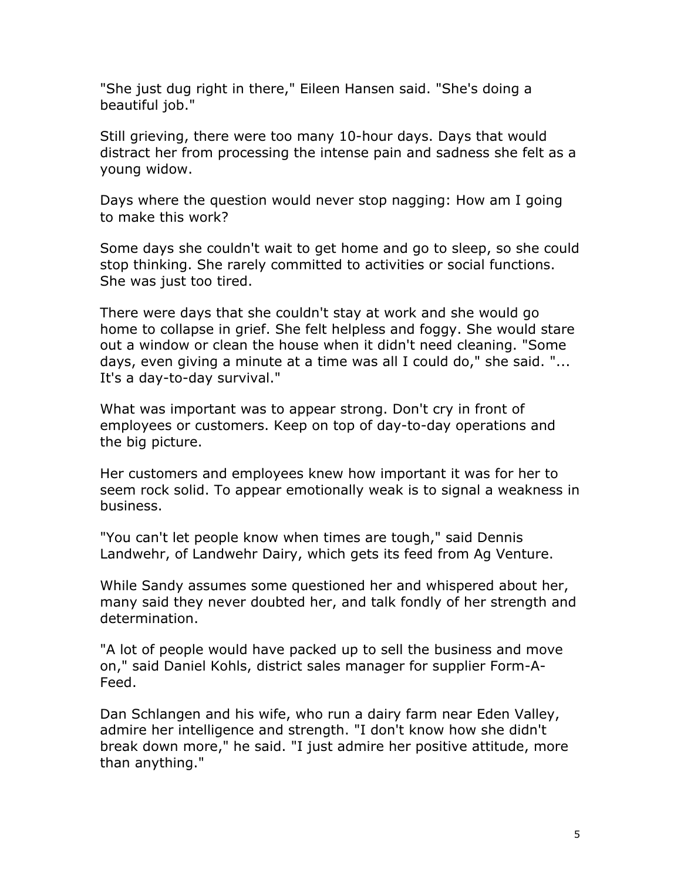"She just dug right in there," Eileen Hansen said. "She's doing a beautiful job."

Still grieving, there were too many 10-hour days. Days that would distract her from processing the intense pain and sadness she felt as a young widow.

Days where the question would never stop nagging: How am I going to make this work?

Some days she couldn't wait to get home and go to sleep, so she could stop thinking. She rarely committed to activities or social functions. She was just too tired.

There were days that she couldn't stay at work and she would go home to collapse in grief. She felt helpless and foggy. She would stare out a window or clean the house when it didn't need cleaning. "Some days, even giving a minute at a time was all I could do," she said. "... It's a day-to-day survival."

What was important was to appear strong. Don't cry in front of employees or customers. Keep on top of day-to-day operations and the big picture.

Her customers and employees knew how important it was for her to seem rock solid. To appear emotionally weak is to signal a weakness in business.

"You can't let people know when times are tough," said Dennis Landwehr, of Landwehr Dairy, which gets its feed from Ag Venture.

While Sandy assumes some questioned her and whispered about her, many said they never doubted her, and talk fondly of her strength and determination.

"A lot of people would have packed up to sell the business and move on," said Daniel Kohls, district sales manager for supplier Form-A-Feed.

Dan Schlangen and his wife, who run a dairy farm near Eden Valley, admire her intelligence and strength. "I don't know how she didn't break down more," he said. "I just admire her positive attitude, more than anything."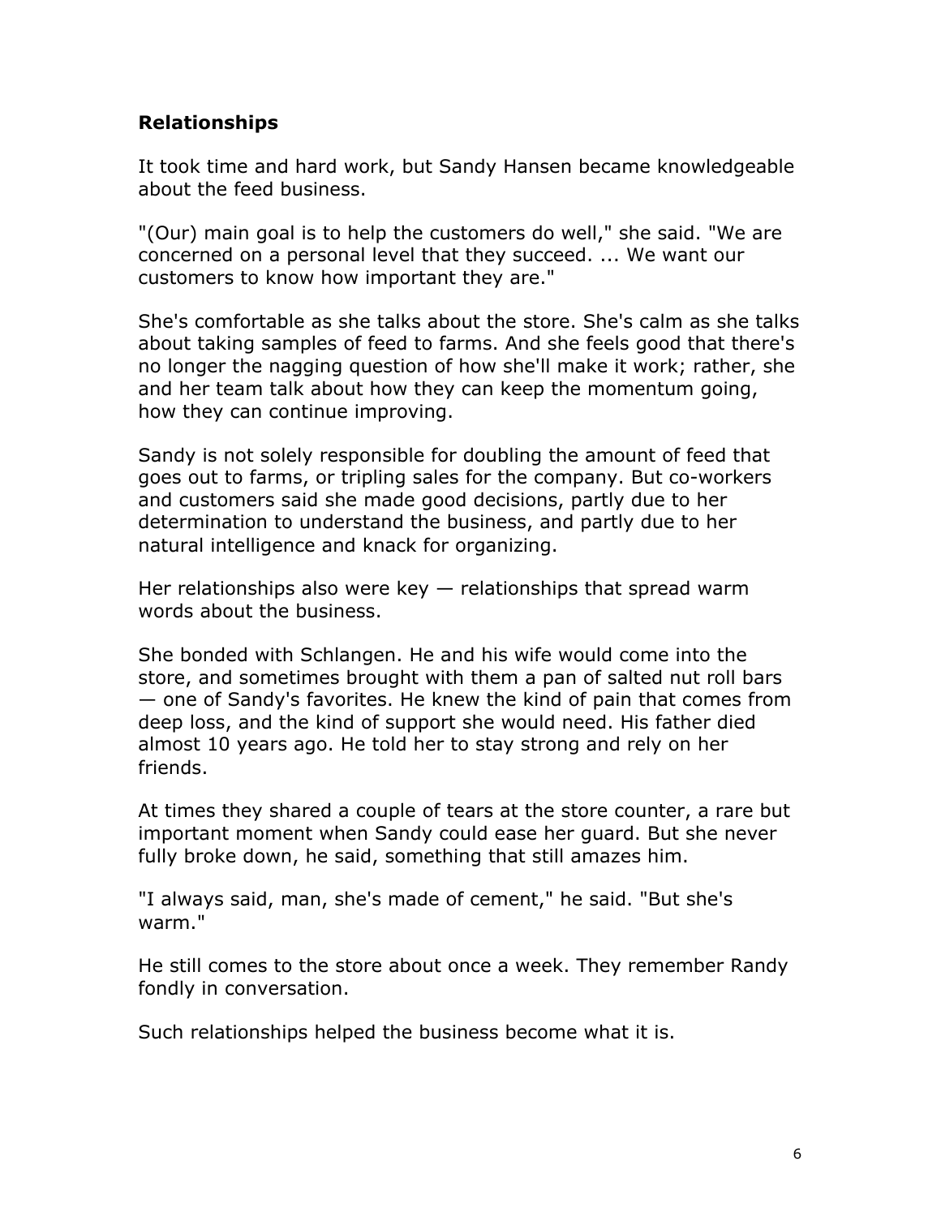## Relationships

It took time and hard work, but Sandy Hansen became knowledgeable about the feed business.

"(Our) main goal is to help the customers do well," she said. "We are concerned on a personal level that they succeed. ... We want our customers to know how important they are."

She's comfortable as she talks about the store. She's calm as she talks about taking samples of feed to farms. And she feels good that there's no longer the nagging question of how she'll make it work; rather, she and her team talk about how they can keep the momentum going, how they can continue improving.

Sandy is not solely responsible for doubling the amount of feed that goes out to farms, or tripling sales for the company. But co-workers and customers said she made good decisions, partly due to her determination to understand the business, and partly due to her natural intelligence and knack for organizing.

Her relationships also were key — relationships that spread warm words about the business.

She bonded with Schlangen. He and his wife would come into the store, and sometimes brought with them a pan of salted nut roll bars — one of Sandy's favorites. He knew the kind of pain that comes from deep loss, and the kind of support she would need. His father died almost 10 years ago. He told her to stay strong and rely on her friends.

At times they shared a couple of tears at the store counter, a rare but important moment when Sandy could ease her guard. But she never fully broke down, he said, something that still amazes him.

"I always said, man, she's made of cement," he said. "But she's warm."

He still comes to the store about once a week. They remember Randy fondly in conversation.

Such relationships helped the business become what it is.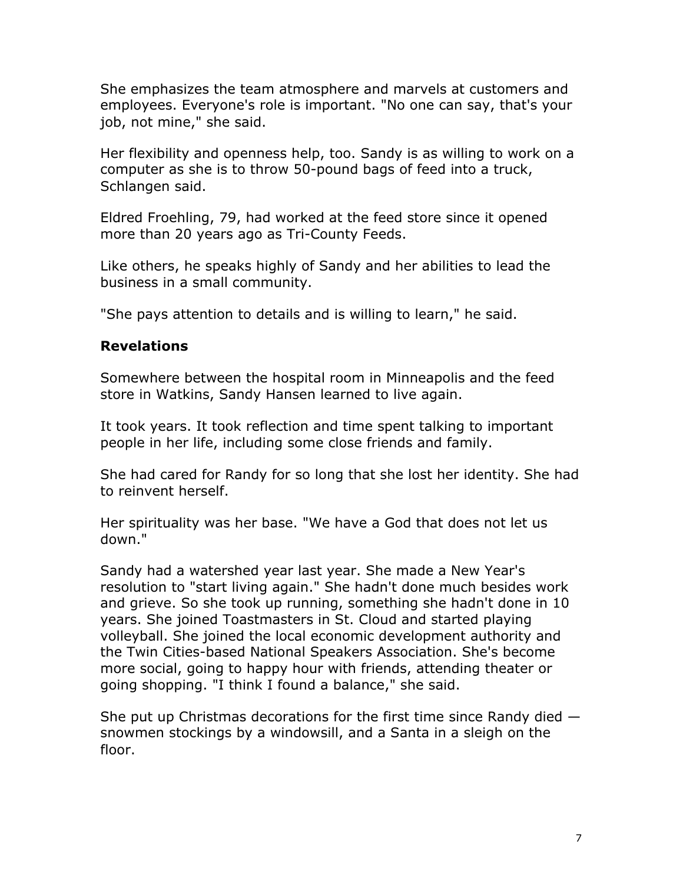She emphasizes the team atmosphere and marvels at customers and employees. Everyone's role is important. "No one can say, that's your job, not mine," she said.

Her flexibility and openness help, too. Sandy is as willing to work on a computer as she is to throw 50-pound bags of feed into a truck, Schlangen said.

Eldred Froehling, 79, had worked at the feed store since it opened more than 20 years ago as Tri-County Feeds.

Like others, he speaks highly of Sandy and her abilities to lead the business in a small community.

"She pays attention to details and is willing to learn," he said.

### Revelations

Somewhere between the hospital room in Minneapolis and the feed store in Watkins, Sandy Hansen learned to live again.

It took years. It took reflection and time spent talking to important people in her life, including some close friends and family.

She had cared for Randy for so long that she lost her identity. She had to reinvent herself.

Her spirituality was her base. "We have a God that does not let us down."

Sandy had a watershed year last year. She made a New Year's resolution to "start living again." She hadn't done much besides work and grieve. So she took up running, something she hadn't done in 10 years. She joined Toastmasters in St. Cloud and started playing volleyball. She joined the local economic development authority and the Twin Cities-based National Speakers Association. She's become more social, going to happy hour with friends, attending theater or going shopping. "I think I found a balance," she said.

She put up Christmas decorations for the first time since Randy died — snowmen stockings by a windowsill, and a Santa in a sleigh on the floor.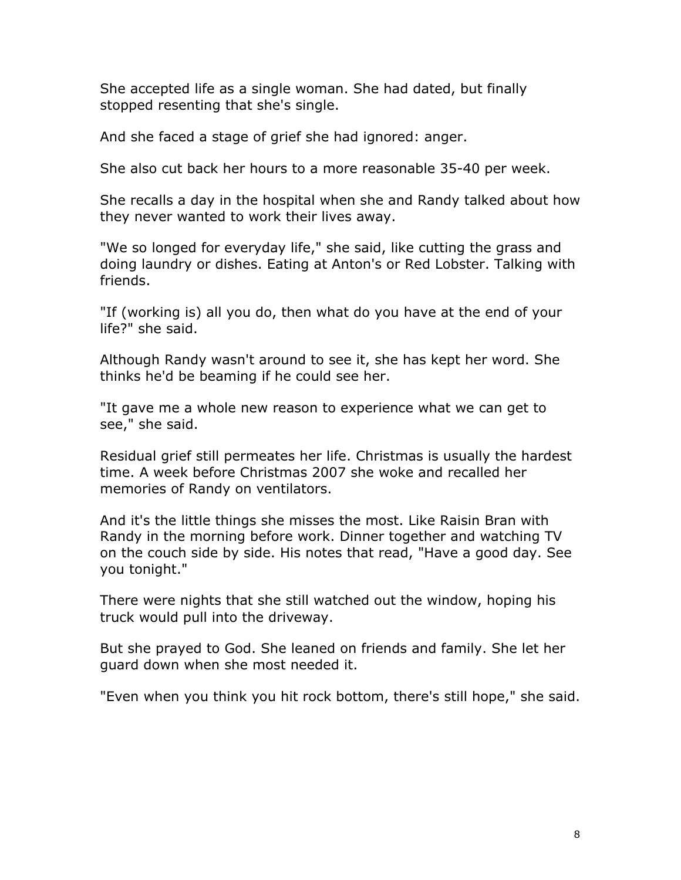She accepted life as a single woman. She had dated, but finally stopped resenting that she's single.

And she faced a stage of grief she had ignored: anger.

She also cut back her hours to a more reasonable 35-40 per week.

She recalls a day in the hospital when she and Randy talked about how they never wanted to work their lives away.

"We so longed for everyday life," she said, like cutting the grass and doing laundry or dishes. Eating at Anton's or Red Lobster. Talking with friends.

"If (working is) all you do, then what do you have at the end of your life?" she said.

Although Randy wasn't around to see it, she has kept her word. She thinks he'd be beaming if he could see her.

"It gave me a whole new reason to experience what we can get to see," she said.

Residual grief still permeates her life. Christmas is usually the hardest time. A week before Christmas 2007 she woke and recalled her memories of Randy on ventilators.

And it's the little things she misses the most. Like Raisin Bran with Randy in the morning before work. Dinner together and watching TV on the couch side by side. His notes that read, "Have a good day. See you tonight."

There were nights that she still watched out the window, hoping his truck would pull into the driveway.

But she prayed to God. She leaned on friends and family. She let her guard down when she most needed it.

"Even when you think you hit rock bottom, there's still hope," she said.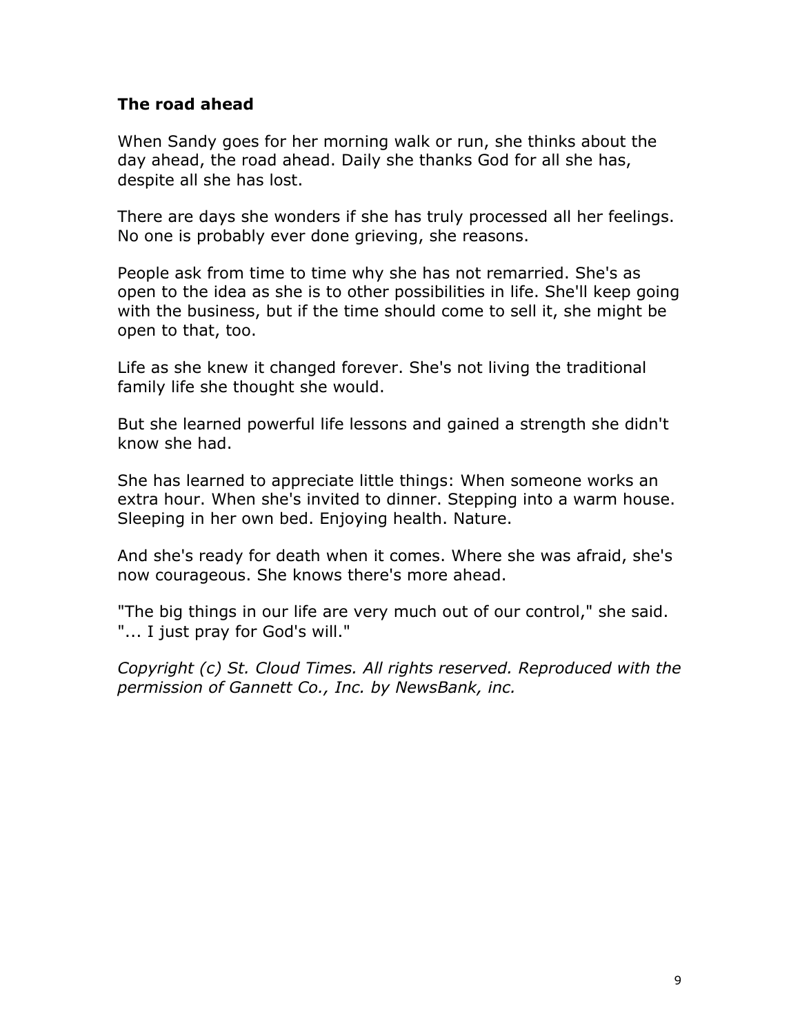**The road ahead**

When Sandy goes for her morning walk or run, she thinks about the day ahead, the road ahead. Daily she thanks God for all she has, despite all she has lost.

There are days she wonders if she has truly processed all her feelings. No one is probably ever done grieving, she reasons.

People ask from time to time why she has not remarried. She's as open to the idea as she is to other possibilities in life. She'll keep going with the business, but if the time should come to sell it, she might be open to that, too.

Life as she knew it changed forever. She's not living the traditional family life she thought she would.

But she learned powerful life lessons and gained a strength she didn't know she had.

She has learned to appreciate little things: When someone works an extra hour. When she's invited to dinner. Stepping into a warm house. Sleeping in her own bed. Enjoying health. Nature.

And she's ready for death when it comes. Where she was afraid, she's now courageous. She knows there's more ahead.

"The big things in our life are very much out of our control," she said. "... I just pray for God's will."

*Copyright (c) St. Cloud Times. All rights reserved. Reproduced with the permission of Gannett Co., Inc. by NewsBank, inc.*